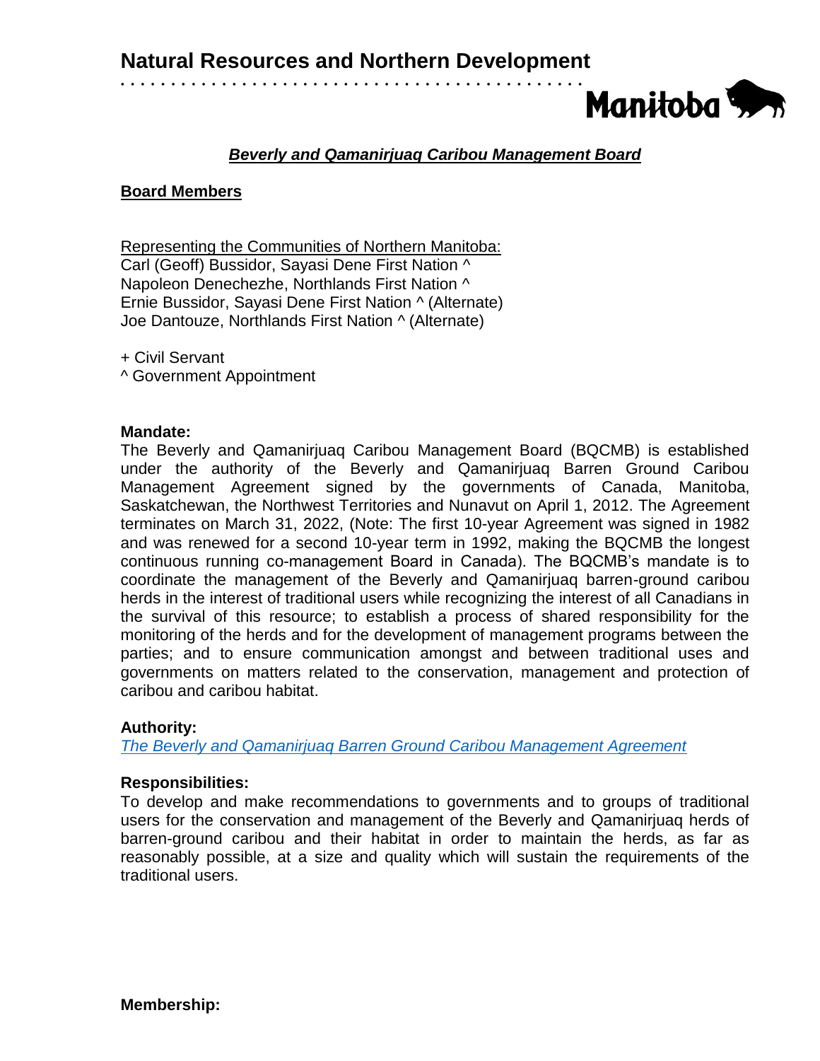# Natural Resources and Northern Development

Manitoba

## *Beverly and Qamanirjuaq Caribou Management Board*

**Board Members**

Representing the Communities of Northern Manitoba:
Carl (Geoff) Bussidor, Sayasi Dene First Nation ^
Napoleon Denechezhe, Northlands First Nation ^
Ernie Bussidor, Sayasi Dene First Nation ^ (Alternate)
Joe Dantouze, Northlands First Nation ^ (Alternate)

+ Civil Servant
^ Government Appointment

**Mandate:**
The Beverly and Qamanirjuaq Caribou Management Board (BQCMB) is established under the authority of the Beverly and Qamanirjuaq Barren Ground Caribou Management Agreement signed by the governments of Canada, Manitoba, Saskatchewan, the Northwest Territories and Nunavut on April 1, 2012. The Agreement terminates on March 31, 2022, (Note: The first 10-year Agreement was signed in 1982 and was renewed for a second 10-year term in 1992, making the BQCMB the longest continuous running co-management Board in Canada). The BQCMB's mandate is to coordinate the management of the Beverly and Qamanirjuaq barren-ground caribou herds in the interest of traditional users while recognizing the interest of all Canadians in the survival of this resource; to establish a process of shared responsibility for the monitoring of the herds and for the development of management programs between the parties; and to ensure communication amongst and between traditional uses and governments on matters related to the conservation, management and protection of caribou and caribou habitat.

**Authority:**
*The Beverly and Qamanirjuaq Barren Ground Caribou Management Agreement*

**Responsibilities:**
To develop and make recommendations to governments and to groups of traditional users for the conservation and management of the Beverly and Qamanirjuaq herds of barren-ground caribou and their habitat in order to maintain the herds, as far as reasonably possible, at a size and quality which will sustain the requirements of the traditional users.

**Membership:**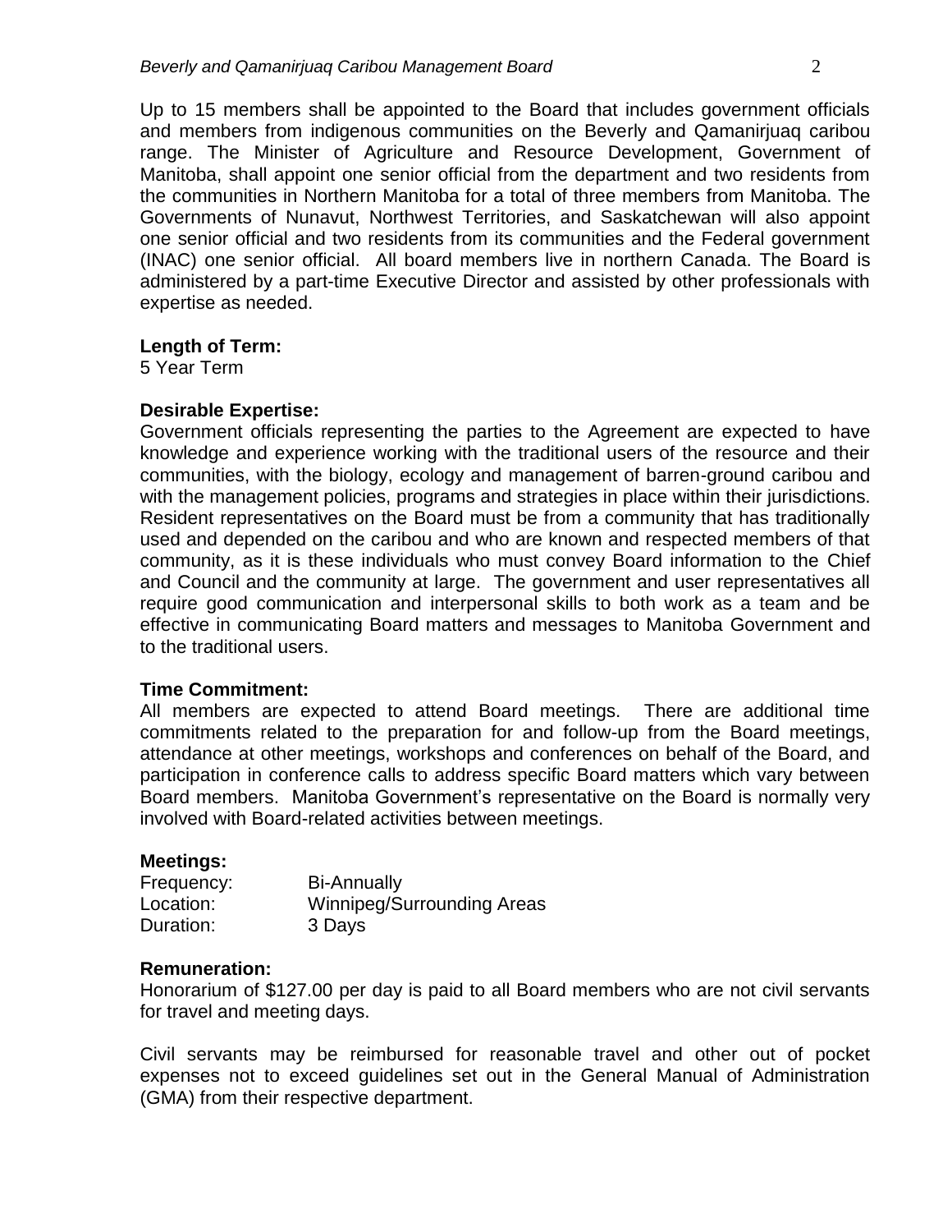Up to 15 members shall be appointed to the Board that includes government officials and members from indigenous communities on the Beverly and Qamanirjuaq caribou range. The Minister of Agriculture and Resource Development, Government of Manitoba, shall appoint one senior official from the department and two residents from the communities in Northern Manitoba for a total of three members from Manitoba. The Governments of Nunavut, Northwest Territories, and Saskatchewan will also appoint one senior official and two residents from its communities and the Federal government (INAC) one senior official. All board members live in northern Canada. The Board is administered by a part-time Executive Director and assisted by other professionals with expertise as needed.

**Length of Term:**
5 Year Term

**Desirable Expertise:**
Government officials representing the parties to the Agreement are expected to have knowledge and experience working with the traditional users of the resource and their communities, with the biology, ecology and management of barren-ground caribou and with the management policies, programs and strategies in place within their jurisdictions. Resident representatives on the Board must be from a community that has traditionally used and depended on the caribou and who are known and respected members of that community, as it is these individuals who must convey Board information to the Chief and Council and the community at large. The government and user representatives all require good communication and interpersonal skills to both work as a team and be effective in communicating Board matters and messages to Manitoba Government and to the traditional users.

**Time Commitment:**
All members are expected to attend Board meetings. There are additional time commitments related to the preparation for and follow-up from the Board meetings, attendance at other meetings, workshops and conferences on behalf of the Board, and participation in conference calls to address specific Board matters which vary between Board members. Manitoba Government's representative on the Board is normally very involved with Board-related activities between meetings.

**Meetings:**

| | |
|---|---|
| Frequency: | Bi-Annually |
| Location: | Winnipeg/Surrounding Areas |
| Duration: | 3 Days |

**Remuneration:**
Honorarium of $127.00 per day is paid to all Board members who are not civil servants for travel and meeting days.

Civil servants may be reimbursed for reasonable travel and other out of pocket expenses not to exceed guidelines set out in the General Manual of Administration (GMA) from their respective department.